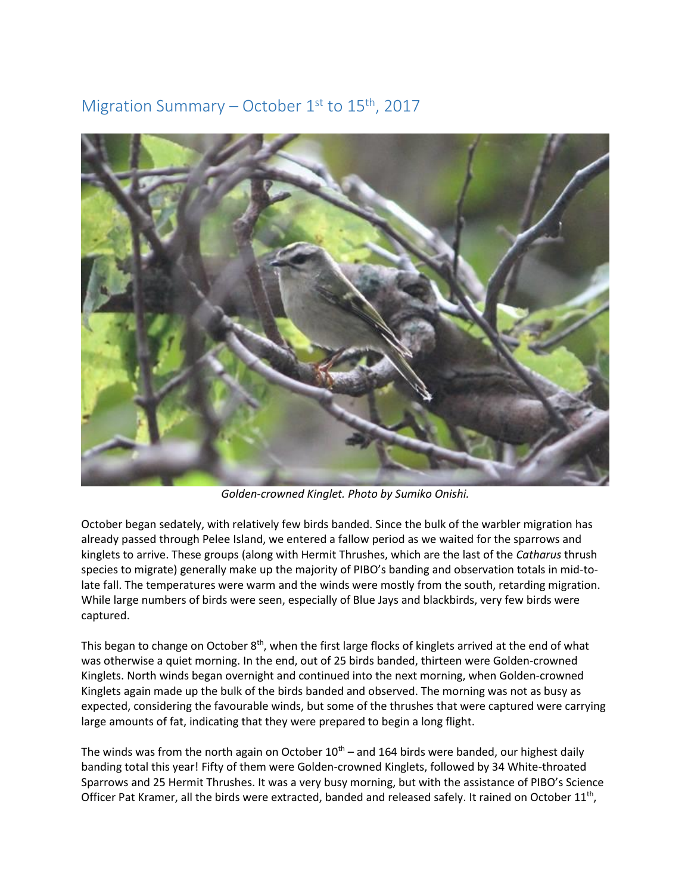# Migration Summary – October 1st to 15th, 2017

*Golden-crowned Kinglet. Photo by Sumiko Onishi.*

October began sedately, with relatively few birds banded. Since the bulk of the warbler migration has already passed through Pelee Island, we entered a fallow period as we waited for the sparrows and kinglets to arrive. These groups (along with Hermit Thrushes, which are the last of the *Catharus* thrush species to migrate) generally make up the majority of PIBO's banding and observation totals in mid-to-late fall. The temperatures were warm and the winds were mostly from the south, retarding migration. While large numbers of birds were seen, especially of Blue Jays and blackbirds, very few birds were captured.

This began to change on October 8th, when the first large flocks of kinglets arrived at the end of what was otherwise a quiet morning. In the end, out of 25 birds banded, thirteen were Golden-crowned Kinglets. North winds began overnight and continued into the next morning, when Golden-crowned Kinglets again made up the bulk of the birds banded and observed. The morning was not as busy as expected, considering the favourable winds, but some of the thrushes that were captured were carrying large amounts of fat, indicating that they were prepared to begin a long flight.

The winds was from the north again on October 10th – and 164 birds were banded, our highest daily banding total this year! Fifty of them were Golden-crowned Kinglets, followed by 34 White-throated Sparrows and 25 Hermit Thrushes. It was a very busy morning, but with the assistance of PIBO's Science Officer Pat Kramer, all the birds were extracted, banded and released safely. It rained on October 11th,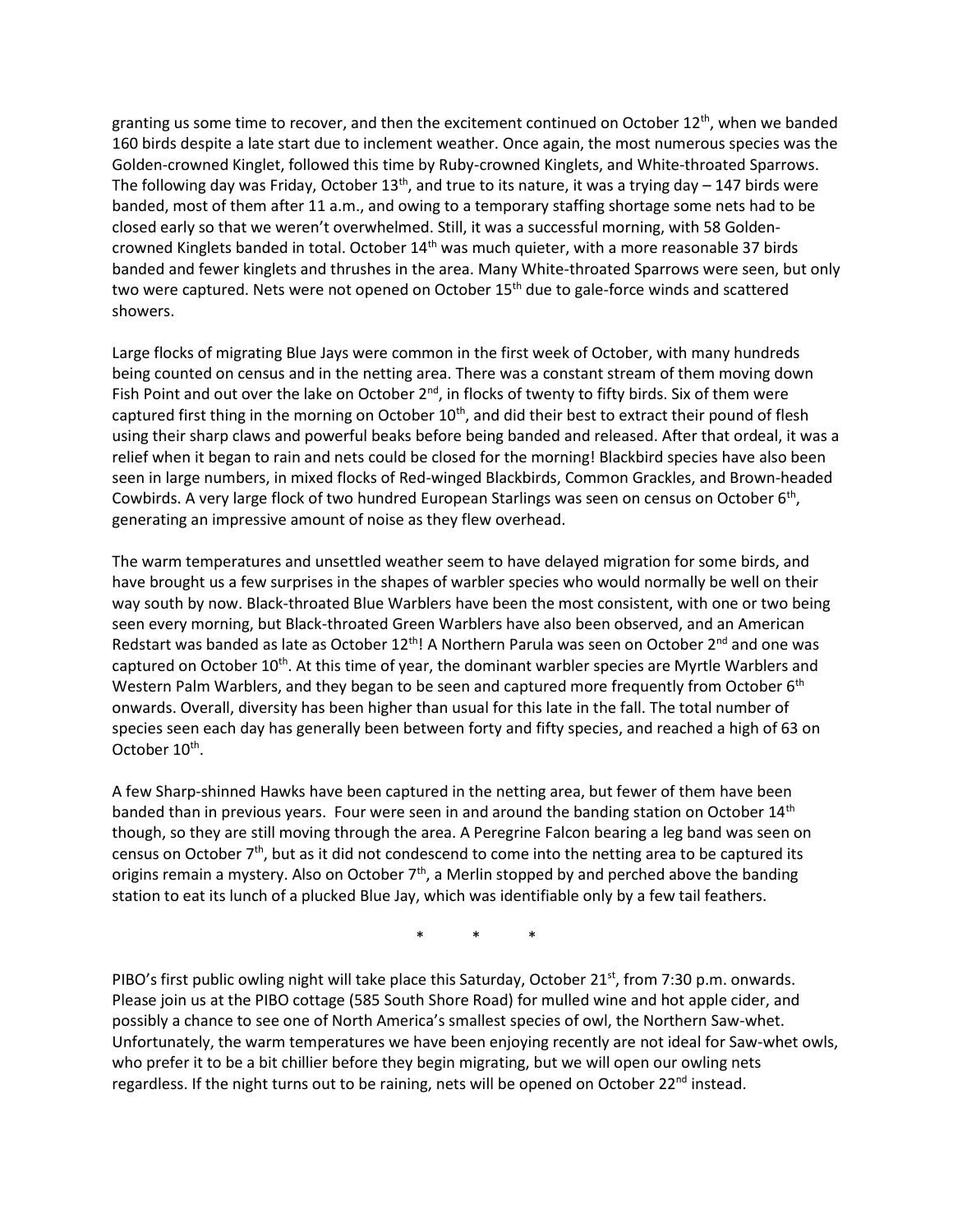granting us some time to recover, and then the excitement continued on October 12th, when we banded 160 birds despite a late start due to inclement weather. Once again, the most numerous species was the Golden-crowned Kinglet, followed this time by Ruby-crowned Kinglets, and White-throated Sparrows. The following day was Friday, October 13th, and true to its nature, it was a trying day – 147 birds were banded, most of them after 11 a.m., and owing to a temporary staffing shortage some nets had to be closed early so that we weren't overwhelmed. Still, it was a successful morning, with 58 Golden-crowned Kinglets banded in total. October 14th was much quieter, with a more reasonable 37 birds banded and fewer kinglets and thrushes in the area. Many White-throated Sparrows were seen, but only two were captured. Nets were not opened on October 15th due to gale-force winds and scattered showers.

Large flocks of migrating Blue Jays were common in the first week of October, with many hundreds being counted on census and in the netting area. There was a constant stream of them moving down Fish Point and out over the lake on October 2nd, in flocks of twenty to fifty birds. Six of them were captured first thing in the morning on October 10th, and did their best to extract their pound of flesh using their sharp claws and powerful beaks before being banded and released. After that ordeal, it was a relief when it began to rain and nets could be closed for the morning! Blackbird species have also been seen in large numbers, in mixed flocks of Red-winged Blackbirds, Common Grackles, and Brown-headed Cowbirds. A very large flock of two hundred European Starlings was seen on census on October 6th, generating an impressive amount of noise as they flew overhead.

The warm temperatures and unsettled weather seem to have delayed migration for some birds, and have brought us a few surprises in the shapes of warbler species who would normally be well on their way south by now. Black-throated Blue Warblers have been the most consistent, with one or two being seen every morning, but Black-throated Green Warblers have also been observed, and an American Redstart was banded as late as October 12th! A Northern Parula was seen on October 2nd and one was captured on October 10th. At this time of year, the dominant warbler species are Myrtle Warblers and Western Palm Warblers, and they began to be seen and captured more frequently from October 6th onwards. Overall, diversity has been higher than usual for this late in the fall. The total number of species seen each day has generally been between forty and fifty species, and reached a high of 63 on October 10th.

A few Sharp-shinned Hawks have been captured in the netting area, but fewer of them have been banded than in previous years. Four were seen in and around the banding station on October 14th though, so they are still moving through the area. A Peregrine Falcon bearing a leg band was seen on census on October 7th, but as it did not condescend to come into the netting area to be captured its origins remain a mystery. Also on October 7th, a Merlin stopped by and perched above the banding station to eat its lunch of a plucked Blue Jay, which was identifiable only by a few tail feathers.

\* \* \*

PIBO's first public owling night will take place this Saturday, October 21st, from 7:30 p.m. onwards. Please join us at the PIBO cottage (585 South Shore Road) for mulled wine and hot apple cider, and possibly a chance to see one of North America's smallest species of owl, the Northern Saw-whet. Unfortunately, the warm temperatures we have been enjoying recently are not ideal for Saw-whet owls, who prefer it to be a bit chillier before they begin migrating, but we will open our owling nets regardless. If the night turns out to be raining, nets will be opened on October 22nd instead.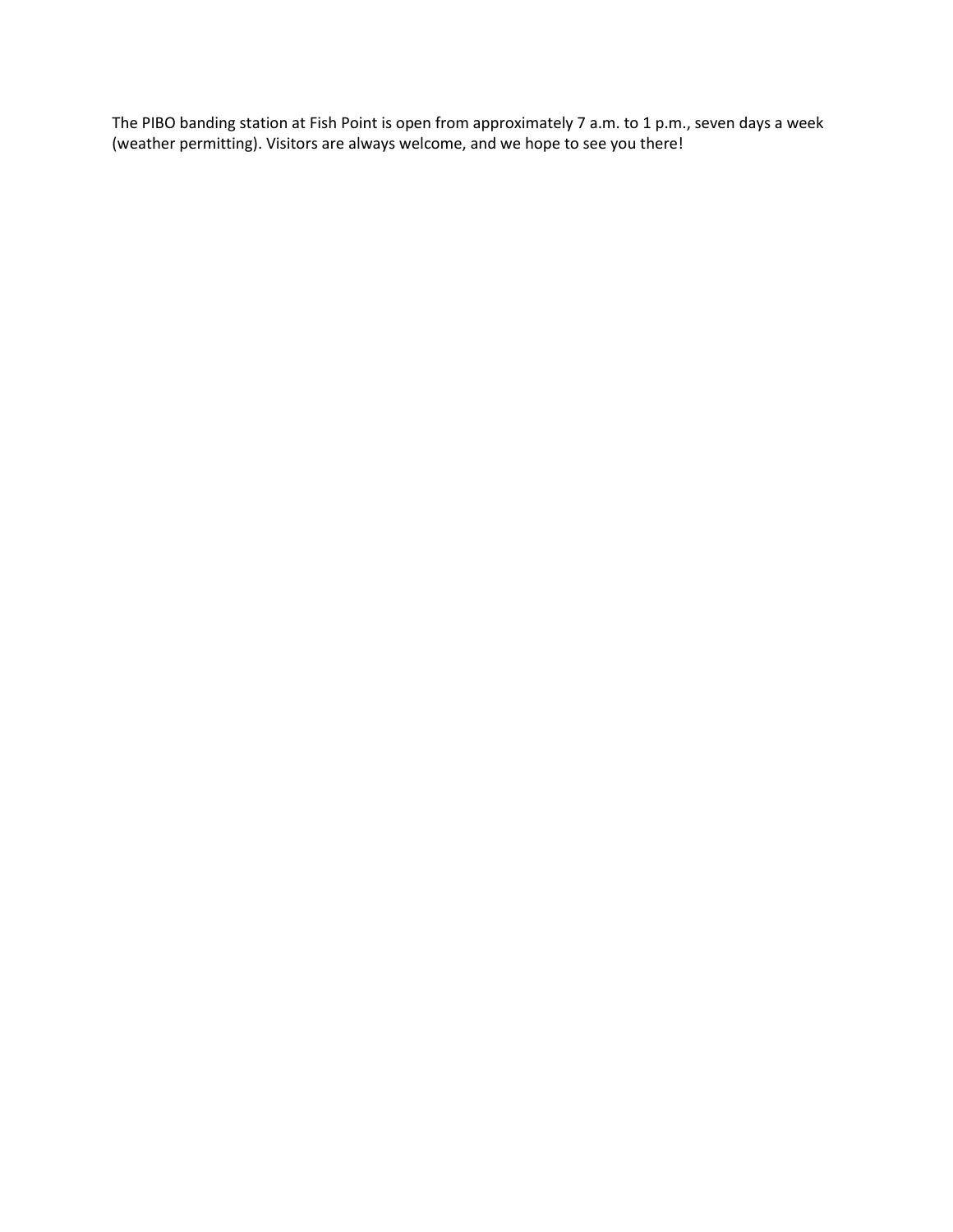The PIBO banding station at Fish Point is open from approximately 7 a.m. to 1 p.m., seven days a week (weather permitting). Visitors are always welcome, and we hope to see you there!